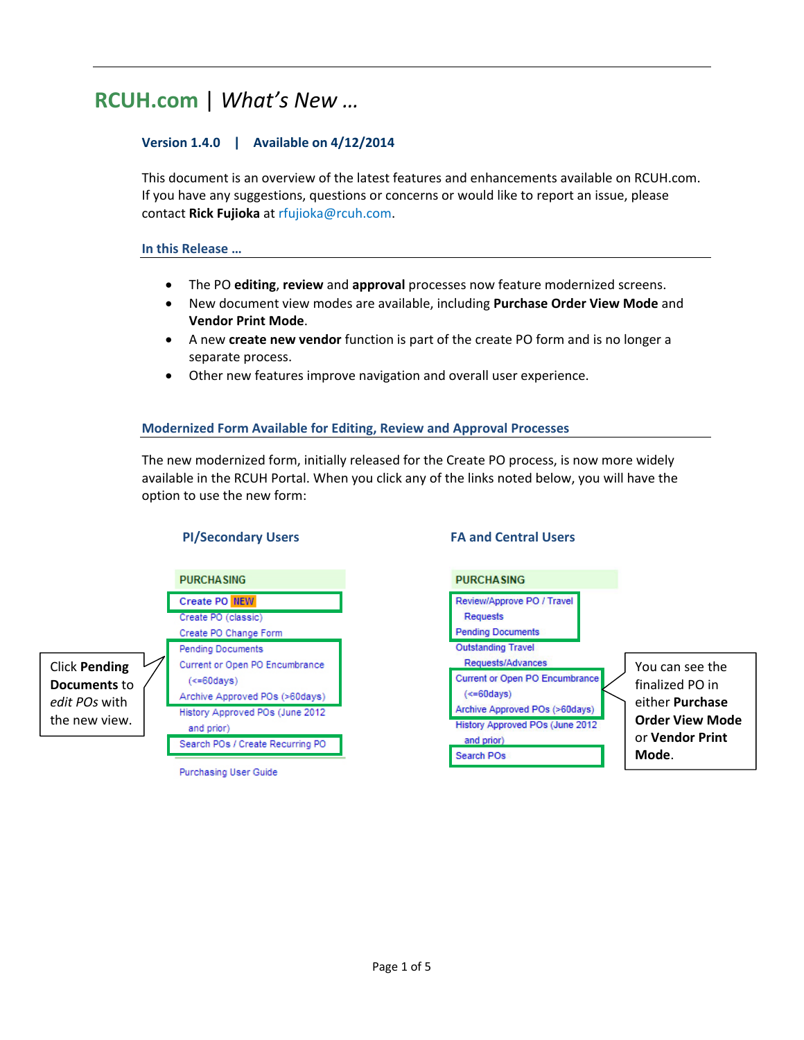# RCUH.com | *What's New …*

### Version 1.4.0 | Available on 4/12/2014

This document is an overview of the latest features and enhancements available on RCUH.com. If you have any suggestions, questions or concerns or would like to report an issue, please contact **Rick Fujioka** at rfujioka@rcuh.com.

## In this Release …

- The PO **editing**, **review** and **approval** processes now feature modernized screens.
- New document view modes are available, including **Purchase Order View Mode** and **Vendor Print Mode**.
- A new **create new vendor** function is part of the create PO form and is no longer a separate process.
- Other new features improve navigation and overall user experience.

## Modernized Form Available for Editing, Review and Approval Processes

The new modernized form, initially released for the Create PO process, is now more widely available in the RCUH Portal. When you click any of the links noted below, you will have the option to use the new form:

### PI/Secondary Users

PURCHASING

- Create PO NEW
- Create PO (classic)
- Create PO Change Form
- Pending Documents
- Current or Open PO Encumbrance (<=60days)
- Archive Approved POs (>60days)
- History Approved POs (June 2012 and prior)
- Search POs / Create Recurring PO
- Purchasing User Guide

Click **Pending Documents** to *edit POs* with the new view.

### FA and Central Users

PURCHASING

- Review/Approve PO / Travel Requests
- Pending Documents
- Outstanding Travel Requests/Advances
- Current or Open PO Encumbrance (<=60days)
- Archive Approved POs (>60days)
- History Approved POs (June 2012 and prior)
- Search POs

You can see the finalized PO in either **Purchase Order View Mode** or **Vendor Print Mode**.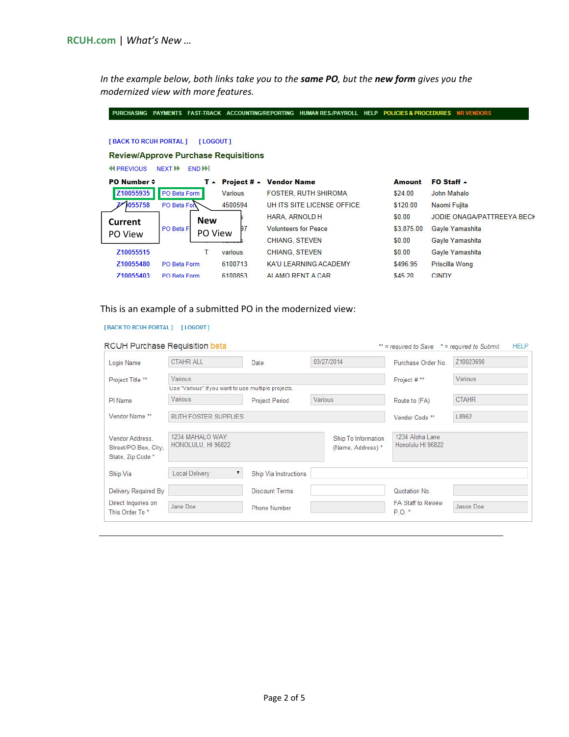In the example below, both links take you to the ***same PO***, but the ***new form*** gives you the modernized view with more features.

PURCHASING PAYMENTS FAST-TRACK ACCOUNTING/REPORTING HUMAN RES./PAYROLL HELP POLICIES & PROCEDURES NR VENDORS

[ BACK TO RCUH PORTAL ] [ LOGOUT ]

**Review/Approve Purchase Requisitions**

PREVIOUS NEXT END

| PO Number | | T | Project # | Vendor Name | Amount | FO Staff |
|---|---|---|---|---|---|---|
| Z10055935 | PO Beta Form | | Various | FOSTER, RUTH SHIROMA | $24.00 | John Mahalo |
| Z10055758 | PO Beta Form | | 4500594 | UH ITS SITE LICENSE OFFICE | $120.00 | Naomi Fujita |
| | | | | HARA, ARNOLD H | $0.00 | JODIE ONAGA/PATTREEYA BECK |
| | PO Beta Form | | 97 | Volunteers for Peace | $3,875.00 | Gayle Yamashita |
| | | | | CHIANG, STEVEN | $0.00 | Gayle Yamashita |
| Z10055515 | | T | various | CHIANG, STEVEN | $0.00 | Gayle Yamashita |
| Z10055480 | PO Beta Form | | 6100713 | KA'U LEARNING ACADEMY | $496.95 | Priscilla Wong |
| Z10055403 | PO Beta Form | | 6100853 | ALAMO RENT A CAR | $45.20 | CINDY |

**Current** PO View — **New** PO View

This is an example of a submitted PO in the modernized view:

[ BACK TO RCUH PORTAL ] [ LOGOUT ]

RCUH Purchase Requisition beta — ** = required to Save * = required to Submit HELP

| | | | | | |
|---|---|---|---|---|---|
| Login Name | CTAHR ALL | Date | 03/27/2014 | Purchase Order No. | Z10023698 |
| Project Title ** | Various (Use "Various" if you want to use multiple projects.) | | | Project # ** | Various |
| PI Name | Various | Project Period | Various | Route to (FA) | CTAHR |
| Vendor Name ** | RUTH FOSTER SUPPLIES | | | Vendor Code ** | L8962 |
| Vendor Address, Street/PO Box, City, State, Zip Code * | 1234 MAHALO WAY HONOLULU, HI 96822 | Ship To Information (Name, Address) * | 1234 Aloha Lane Honolulu HI 96822 | | |
| Ship Via | Local Delivery | Ship Via Instructions | | | |
| Delivery Required By | | Discount Terms | | Quotation No. | |
| Direct Inquiries on This Order To * | Jane Doe | Phone Number | | FA Staff to Review P.O. * | Jason Doe |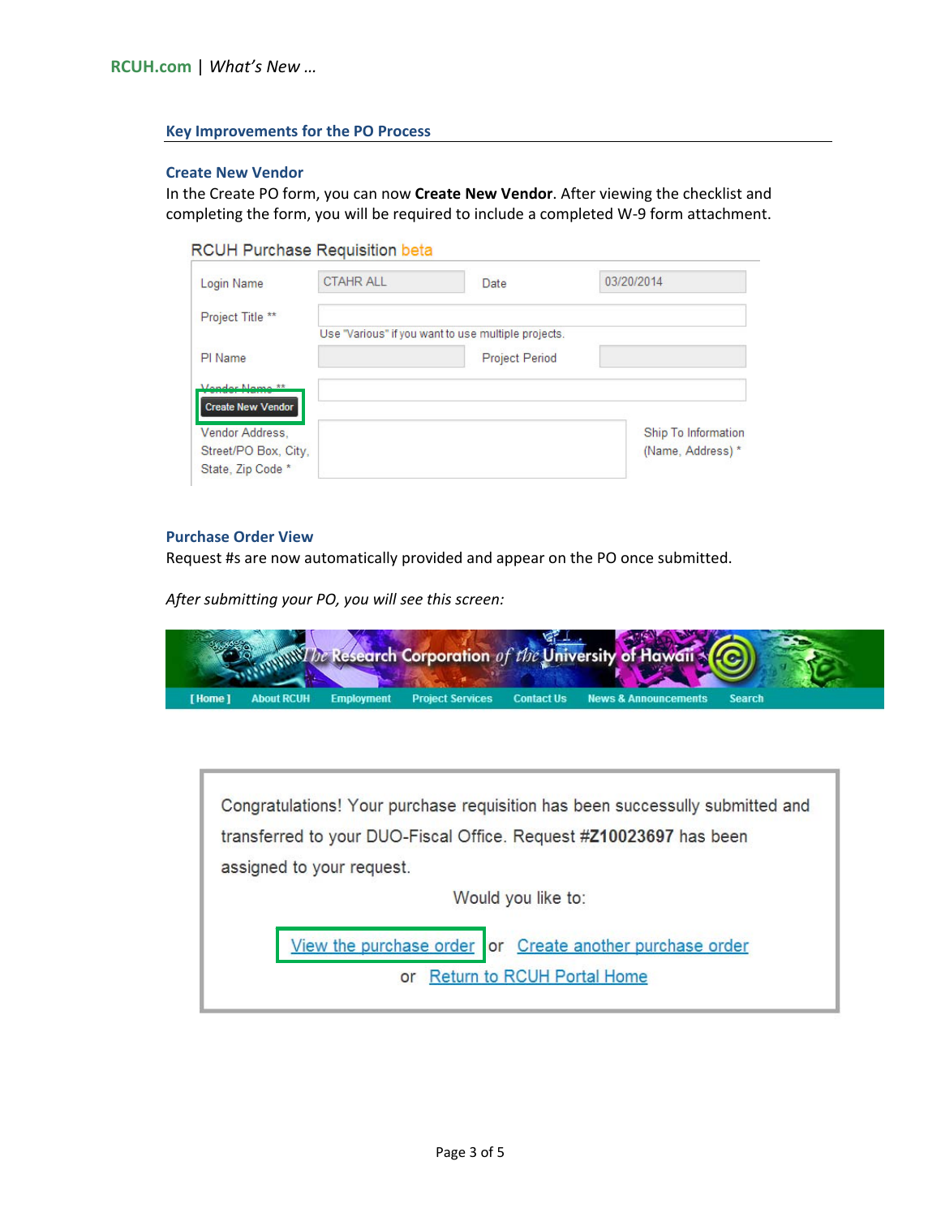## Key Improvements for the PO Process

### Create New Vendor

In the Create PO form, you can now **Create New Vendor**. After viewing the checklist and completing the form, you will be required to include a completed W-9 form attachment.

### Purchase Order View

Request #s are now automatically provided and appear on the PO once submitted.

*After submitting your PO, you will see this screen:*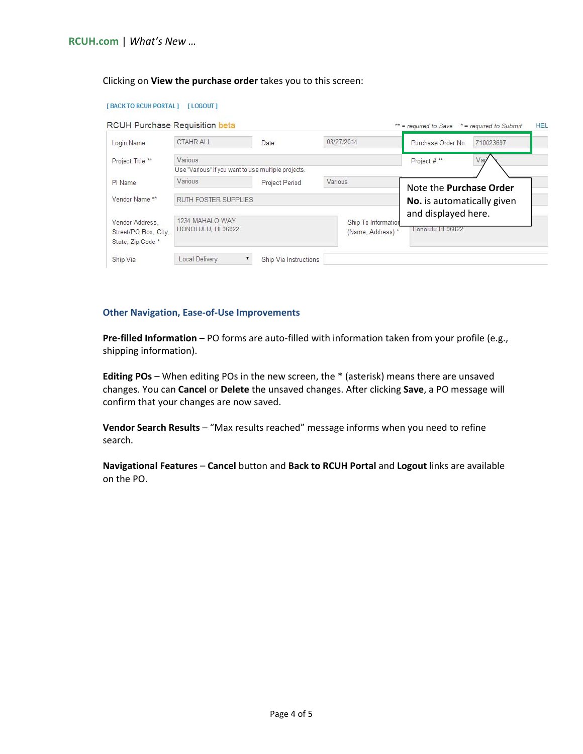Clicking on **View the purchase order** takes you to this screen:

[ BACK TO RCUH PORTAL ]  [ LOGOUT ]

RCUH Purchase Requisition beta

** = required to Save  * = required to Submit  HEL

| Login Name | CTAHR ALL | Date | 03/27/2014 | Purchase Order No. | Z10023697 |
|---|---|---|---|---|---|
| Project Title ** | Various<br>Use "Various" if you want to use multiple projects. | | | Project # ** | Va |
| PI Name | Various | Project Period | Various | | |
| Vendor Name ** | RUTH FOSTER SUPPLIES | | | | |
| Vendor Address, Street/PO Box, City, State, Zip Code * | 1234 MAHALO WAY<br>HONOLULU, HI 96822 | Ship To Information (Name, Address) * | | Honolulu HI 96822 | |
| Ship Via | Local Delivery | Ship Via Instructions | | | |

Note the **Purchase Order No.** is automatically given and displayed here.

### Other Navigation, Ease-of-Use Improvements

**Pre-filled Information** – PO forms are auto-filled with information taken from your profile (e.g., shipping information).

**Editing POs** – When editing POs in the new screen, the * (asterisk) means there are unsaved changes. You can **Cancel** or **Delete** the unsaved changes. After clicking **Save**, a PO message will confirm that your changes are now saved.

**Vendor Search Results** – "Max results reached" message informs when you need to refine search.

**Navigational Features** – **Cancel** button and **Back to RCUH Portal** and **Logout** links are available on the PO.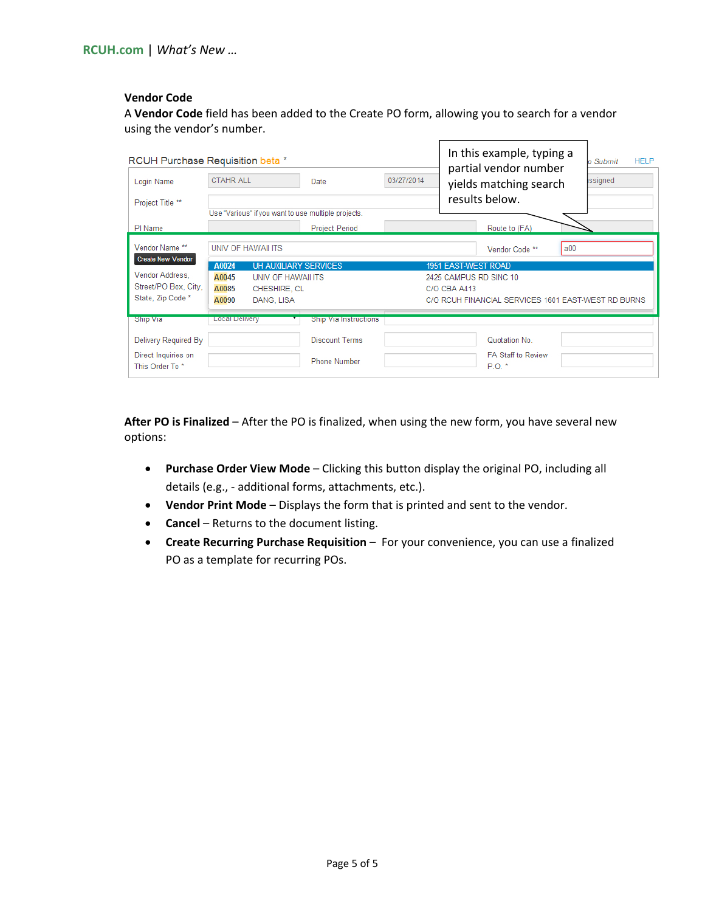### Vendor Code

A **Vendor Code** field has been added to the Create PO form, allowing you to search for a vendor using the vendor's number.

**After PO is Finalized** – After the PO is finalized, when using the new form, you have several new options:

- **Purchase Order View Mode** – Clicking this button display the original PO, including all details (e.g., - additional forms, attachments, etc.).
- **Vendor Print Mode** – Displays the form that is printed and sent to the vendor.
- **Cancel** – Returns to the document listing.
- **Create Recurring Purchase Requisition** – For your convenience, you can use a finalized PO as a template for recurring POs.